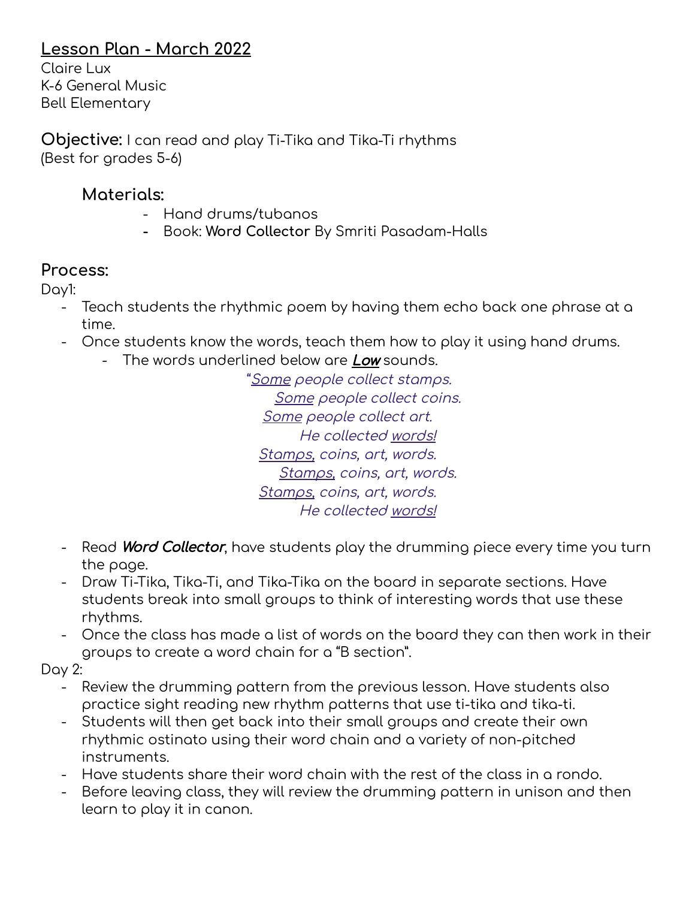## Lesson Plan - March 2022

Claire Lux
K-6 General Music
Bell Elementary

**Objective:** I can read and play Ti-Tika and Tika-Ti rhythms
(Best for grades 5-6)

### Materials:

- Hand drums/tubanos
- Book: **Word Collector** By Smriti Pasadam-Halls

### Process:

Day1:

- Teach students the rhythmic poem by having them echo back one phrase at a time.
- Once students know the words, teach them how to play it using hand drums.
  - The words underlined below are ***<u>Low</u>*** sounds.

*"<u>Some</u> people collect stamps.*
*<u>Some</u> people collect coins.*
*<u>Some</u> people collect art.*
*He collected <u>words!</u>*
*<u>Stamps,</u> coins, art, words.*
*<u>Stamps,</u> coins, art, words.*
*<u>Stamps,</u> coins, art, words.*
*He collected <u>words!</u>*

- Read ***Word Collector***, have students play the drumming piece every time you turn the page.
- Draw Ti-Tika, Tika-Ti, and Tika-Tika on the board in separate sections. Have students break into small groups to think of interesting words that use these rhythms.
- Once the class has made a list of words on the board they can then work in their groups to create a word chain for a "B section".

Day 2:

- Review the drumming pattern from the previous lesson. Have students also practice sight reading new rhythm patterns that use ti-tika and tika-ti.
- Students will then get back into their small groups and create their own rhythmic ostinato using their word chain and a variety of non-pitched instruments.
- Have students share their word chain with the rest of the class in a rondo.
- Before leaving class, they will review the drumming pattern in unison and then learn to play it in canon.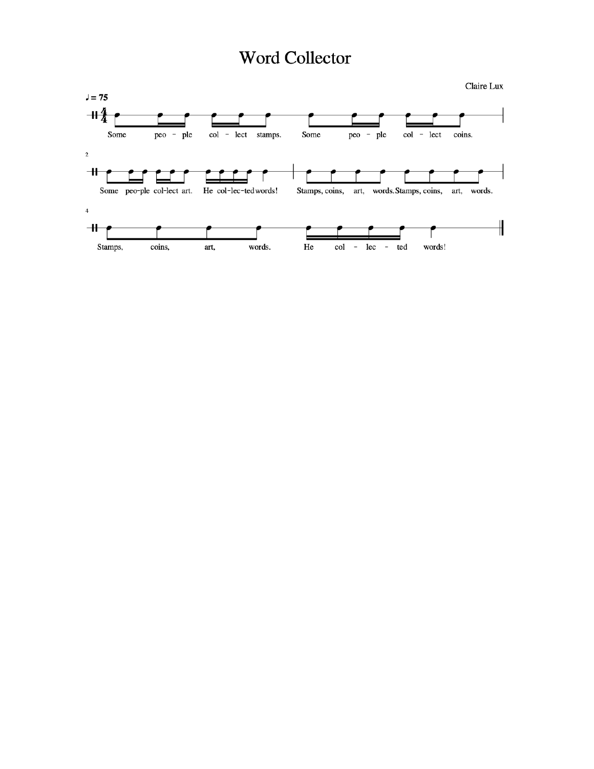# Word Collector

Claire Lux

♩ = 75

Some peo - ple col - lect stamps. Some peo - ple col - lect coins.

Some peo-ple col-lect art. He col-lec-ted words! Stamps, coins, art, words. Stamps, coins, art, words.

Stamps, coins, art, words. He col - lec - ted words!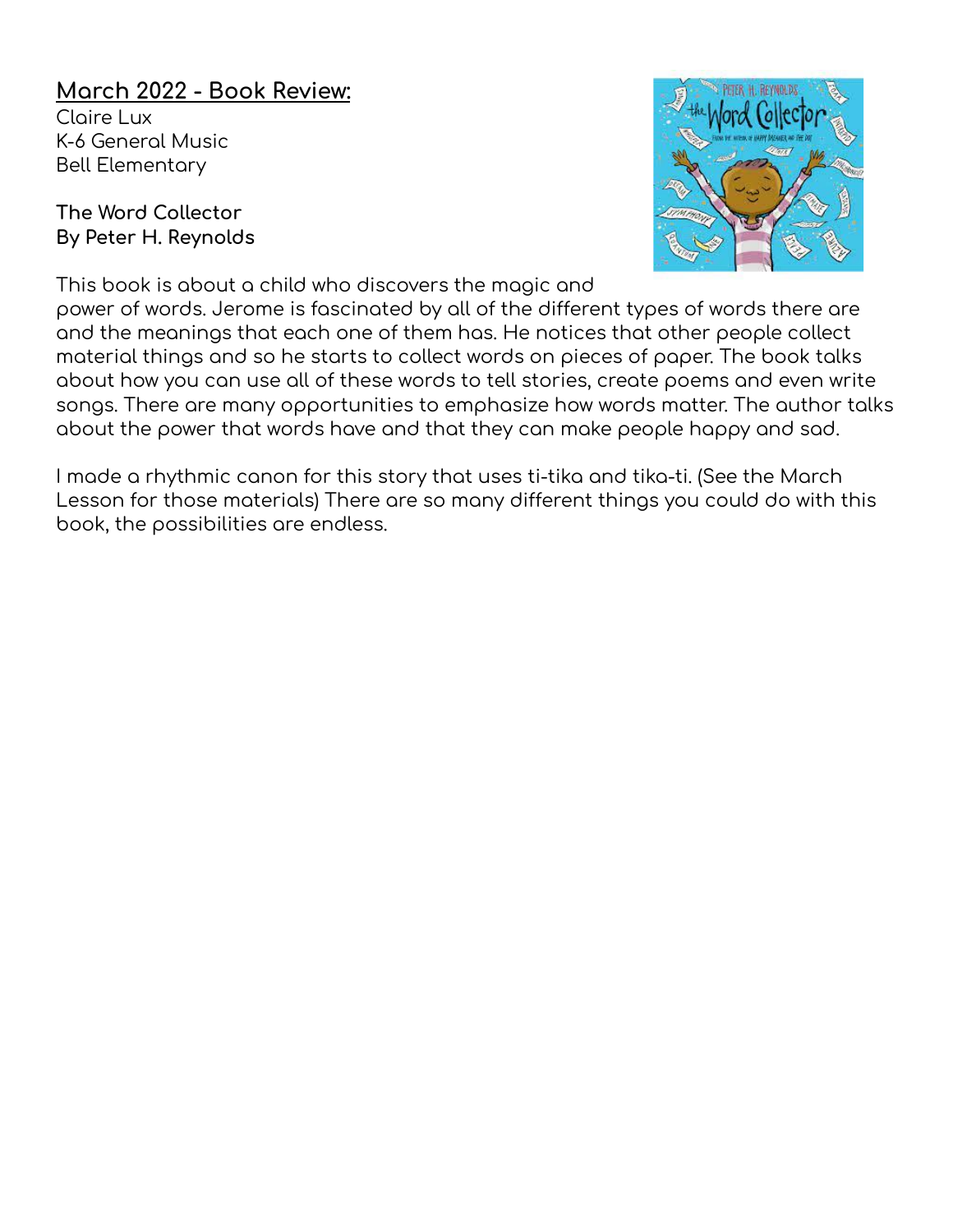## March 2022 - Book Review:

Claire Lux
K-6 General Music
Bell Elementary

**The Word Collector**
**By Peter H. Reynolds**

This book is about a child who discovers the magic and power of words. Jerome is fascinated by all of the different types of words there are and the meanings that each one of them has. He notices that other people collect material things and so he starts to collect words on pieces of paper. The book talks about how you can use all of these words to tell stories, create poems and even write songs. There are many opportunities to emphasize how words matter. The author talks about the power that words have and that they can make people happy and sad.

I made a rhythmic canon for this story that uses ti-tika and tika-ti. (See the March Lesson for those materials) There are so many different things you could do with this book, the possibilities are endless.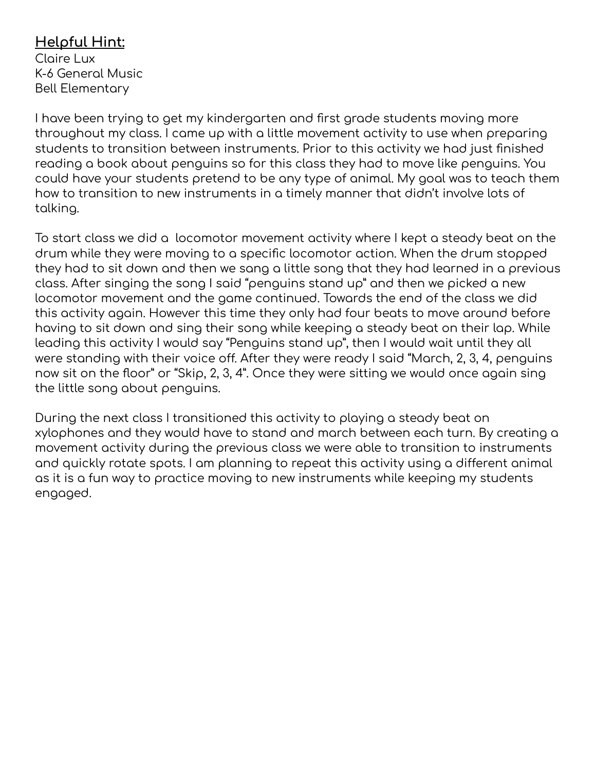**<u>Helpful Hint:</u>**
Claire Lux
K-6 General Music
Bell Elementary

I have been trying to get my kindergarten and first grade students moving more throughout my class. I came up with a little movement activity to use when preparing students to transition between instruments. Prior to this activity we had just finished reading a book about penguins so for this class they had to move like penguins. You could have your students pretend to be any type of animal. My goal was to teach them how to transition to new instruments in a timely manner that didn't involve lots of talking.

To start class we did a locomotor movement activity where I kept a steady beat on the drum while they were moving to a specific locomotor action. When the drum stopped they had to sit down and then we sang a little song that they had learned in a previous class. After singing the song I said "penguins stand up" and then we picked a new locomotor movement and the game continued. Towards the end of the class we did this activity again. However this time they only had four beats to move around before having to sit down and sing their song while keeping a steady beat on their lap. While leading this activity I would say "Penguins stand up", then I would wait until they all were standing with their voice off. After they were ready I said "March, 2, 3, 4, penguins now sit on the floor" or "Skip, 2, 3, 4". Once they were sitting we would once again sing the little song about penguins.

During the next class I transitioned this activity to playing a steady beat on xylophones and they would have to stand and march between each turn. By creating a movement activity during the previous class we were able to transition to instruments and quickly rotate spots. I am planning to repeat this activity using a different animal as it is a fun way to practice moving to new instruments while keeping my students engaged.